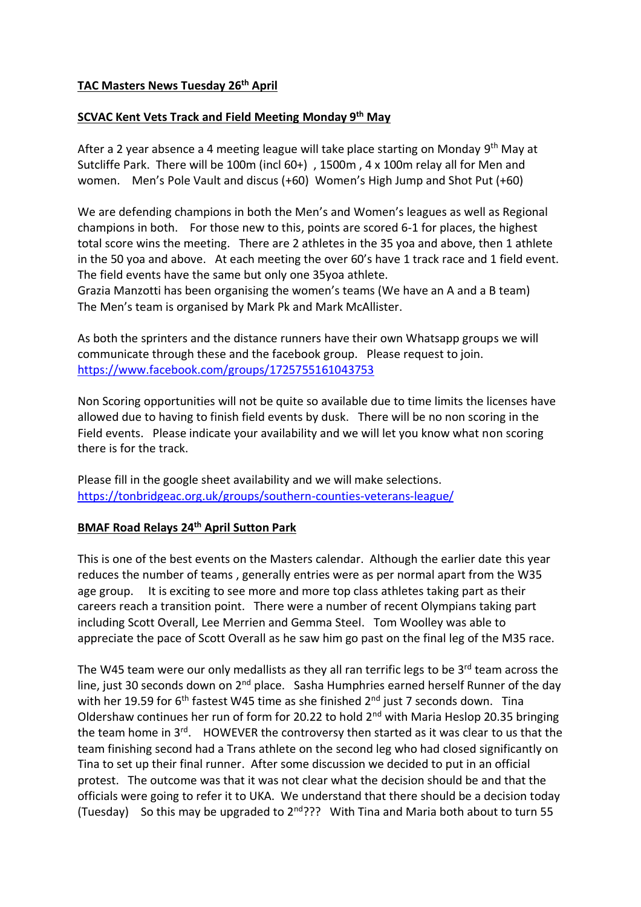**TAC Masters News Tuesday 26th April**

**SCVAC Kent Vets Track and Field Meeting Monday 9th May**

After a 2 year absence a 4 meeting league will take place starting on Monday 9th May at Sutcliffe Park. There will be 100m (incl 60+) , 1500m , 4 x 100m relay all for Men and women. Men's Pole Vault and discus (+60) Women's High Jump and Shot Put (+60)

We are defending champions in both the Men's and Women's leagues as well as Regional champions in both. For those new to this, points are scored 6-1 for places, the highest total score wins the meeting. There are 2 athletes in the 35 yoa and above, then 1 athlete in the 50 yoa and above. At each meeting the over 60's have 1 track race and 1 field event. The field events have the same but only one 35yoa athlete.
Grazia Manzotti has been organising the women's teams (We have an A and a B team)
The Men's team is organised by Mark Pk and Mark McAllister.

As both the sprinters and the distance runners have their own Whatsapp groups we will communicate through these and the facebook group. Please request to join.
https://www.facebook.com/groups/1725755161043753

Non Scoring opportunities will not be quite so available due to time limits the licenses have allowed due to having to finish field events by dusk. There will be no non scoring in the Field events. Please indicate your availability and we will let you know what non scoring there is for the track.

Please fill in the google sheet availability and we will make selections.
https://tonbridgeac.org.uk/groups/southern-counties-veterans-league/

**BMAF Road Relays 24th April Sutton Park**

This is one of the best events on the Masters calendar. Although the earlier date this year reduces the number of teams , generally entries were as per normal apart from the W35 age group. It is exciting to see more and more top class athletes taking part as their careers reach a transition point. There were a number of recent Olympians taking part including Scott Overall, Lee Merrien and Gemma Steel. Tom Woolley was able to appreciate the pace of Scott Overall as he saw him go past on the final leg of the M35 race.

The W45 team were our only medallists as they all ran terrific legs to be 3rd team across the line, just 30 seconds down on 2nd place. Sasha Humphries earned herself Runner of the day with her 19.59 for 6th fastest W45 time as she finished 2nd just 7 seconds down. Tina Oldershaw continues her run of form for 20.22 to hold 2nd with Maria Heslop 20.35 bringing the team home in 3rd. HOWEVER the controversy then started as it was clear to us that the team finishing second had a Trans athlete on the second leg who had closed significantly on Tina to set up their final runner. After some discussion we decided to put in an official protest. The outcome was that it was not clear what the decision should be and that the officials were going to refer it to UKA. We understand that there should be a decision today (Tuesday) So this may be upgraded to 2nd??? With Tina and Maria both about to turn 55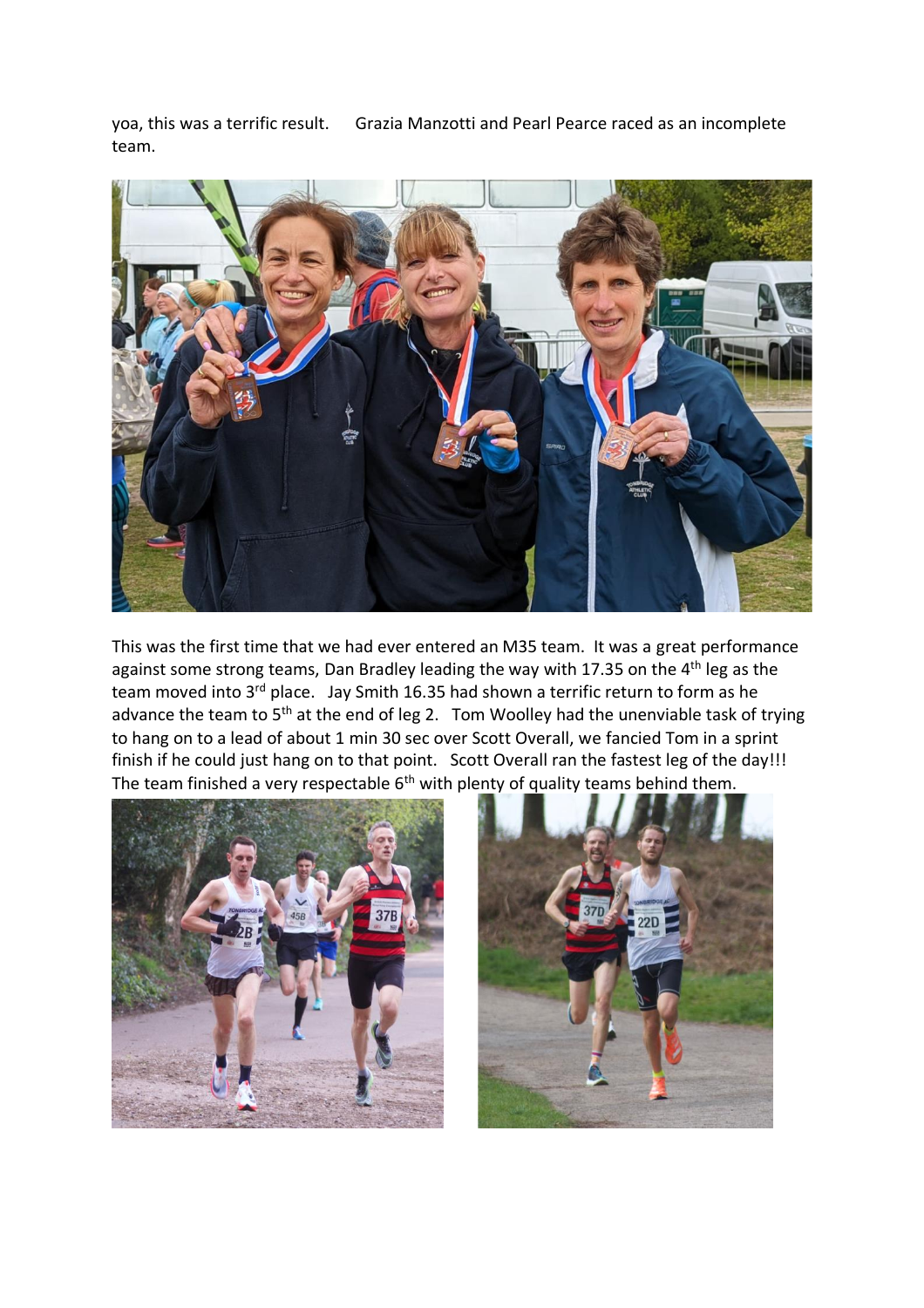yoa, this was a terrific result.    Grazia Manzotti and Pearl Pearce raced as an incomplete team.

This was the first time that we had ever entered an M35 team.  It was a great performance against some strong teams, Dan Bradley leading the way with 17.35 on the 4th leg as the team moved into 3rd place.   Jay Smith 16.35 had shown a terrific return to form as he advance the team to 5th at the end of leg 2.   Tom Woolley had the unenviable task of trying to hang on to a lead of about 1 min 30 sec over Scott Overall, we fancied Tom in a sprint finish if he could just hang on to that point.   Scott Overall ran the fastest leg of the day!!! The team finished a very respectable 6th with plenty of quality teams behind them.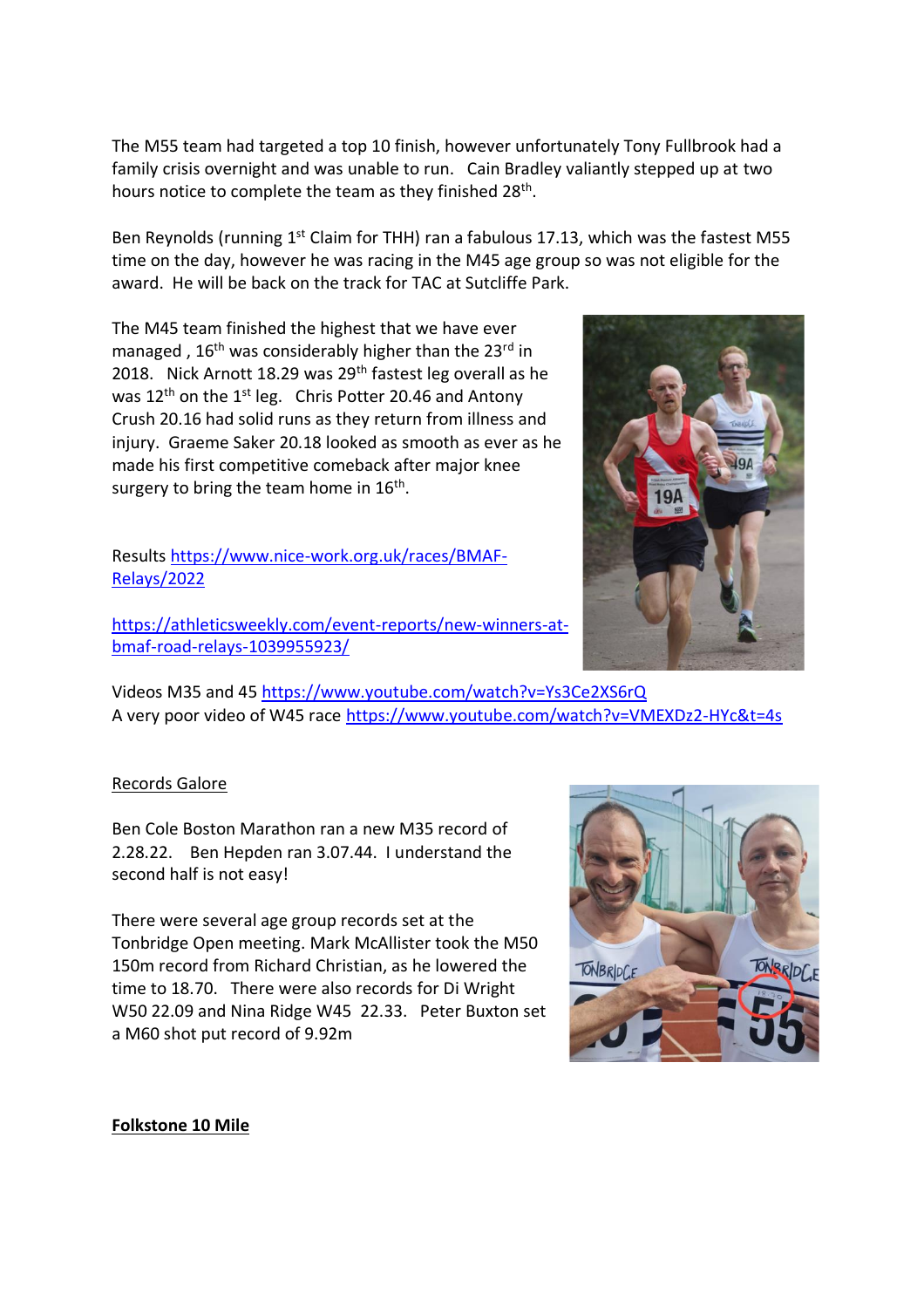The M55 team had targeted a top 10 finish, however unfortunately Tony Fullbrook had a family crisis overnight and was unable to run. Cain Bradley valiantly stepped up at two hours notice to complete the team as they finished 28th.

Ben Reynolds (running 1st Claim for THH) ran a fabulous 17.13, which was the fastest M55 time on the day, however he was racing in the M45 age group so was not eligible for the award. He will be back on the track for TAC at Sutcliffe Park.

The M45 team finished the highest that we have ever managed , 16th was considerably higher than the 23rd in 2018. Nick Arnott 18.29 was 29th fastest leg overall as he was 12th on the 1st leg. Chris Potter 20.46 and Antony Crush 20.16 had solid runs as they return from illness and injury. Graeme Saker 20.18 looked as smooth as ever as he made his first competitive comeback after major knee surgery to bring the team home in 16th.

Results https://www.nice-work.org.uk/races/BMAF-Relays/2022

https://athleticsweekly.com/event-reports/new-winners-at-bmaf-road-relays-1039955923/

Videos M35 and 45 https://www.youtube.com/watch?v=Ys3Ce2XS6rQ
A very poor video of W45 race https://www.youtube.com/watch?v=VMEXDz2-HYc&t=4s

Records Galore

Ben Cole Boston Marathon ran a new M35 record of 2.28.22. Ben Hepden ran 3.07.44. I understand the second half is not easy!

There were several age group records set at the Tonbridge Open meeting. Mark McAllister took the M50 150m record from Richard Christian, as he lowered the time to 18.70. There were also records for Di Wright W50 22.09 and Nina Ridge W45 22.33. Peter Buxton set a M60 shot put record of 9.92m

**Folkstone 10 Mile**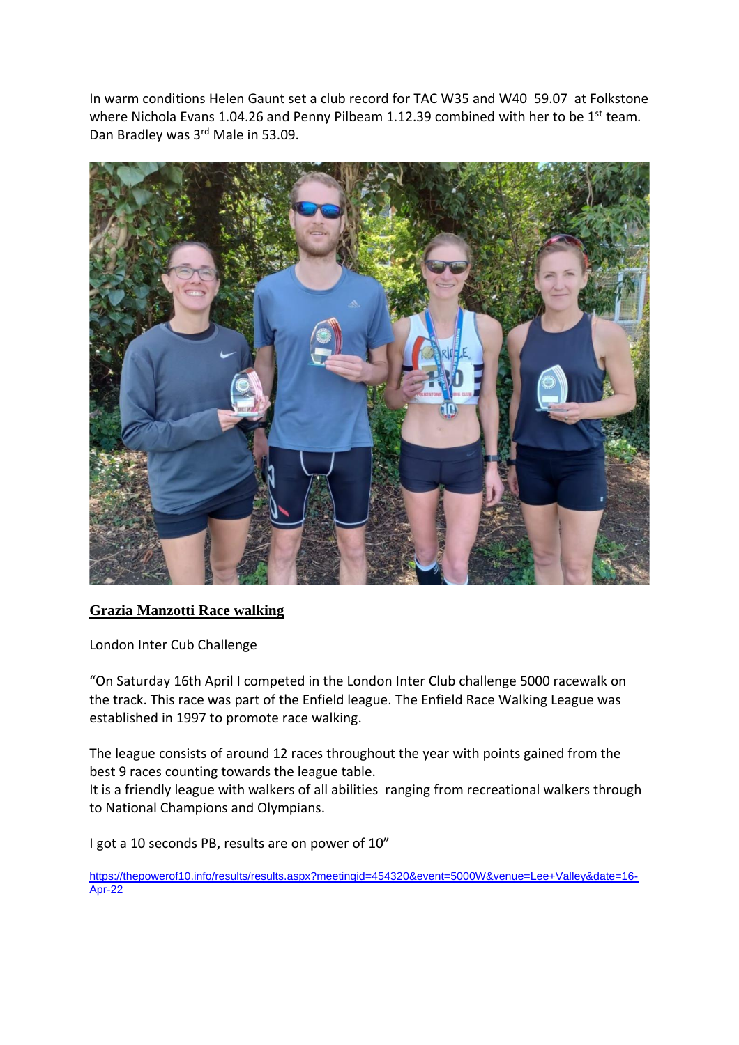In warm conditions Helen Gaunt set a club record for TAC W35 and W40 59.07 at Folkstone where Nichola Evans 1.04.26 and Penny Pilbeam 1.12.39 combined with her to be 1st team. Dan Bradley was 3rd Male in 53.09.

## **Grazia Manzotti Race walking**

London Inter Cub Challenge

"On Saturday 16th April I competed in the London Inter Club challenge 5000 racewalk on the track. This race was part of the Enfield league. The Enfield Race Walking League was established in 1997 to promote race walking.

The league consists of around 12 races throughout the year with points gained from the best 9 races counting towards the league table.
It is a friendly league with walkers of all abilities ranging from recreational walkers through to National Champions and Olympians.

I got a 10 seconds PB, results are on power of 10"

https://thepowerof10.info/results/results.aspx?meetingid=454320&event=5000W&venue=Lee+Valley&date=16-Apr-22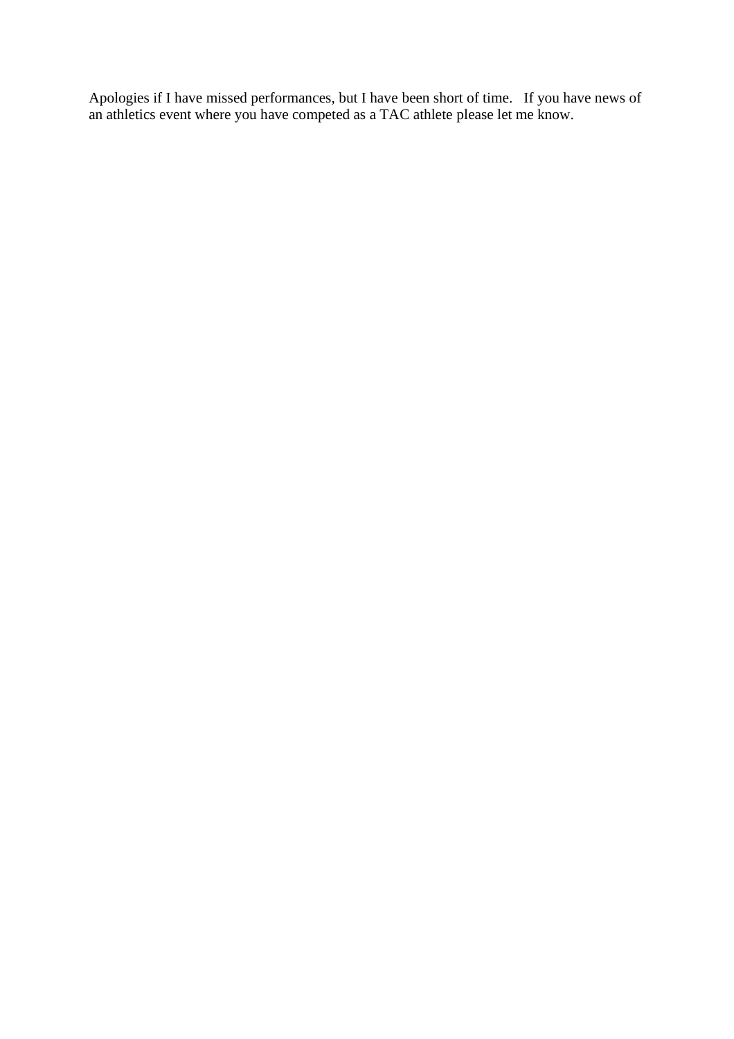Apologies if I have missed performances, but I have been short of time. If you have news of an athletics event where you have competed as a TAC athlete please let me know.